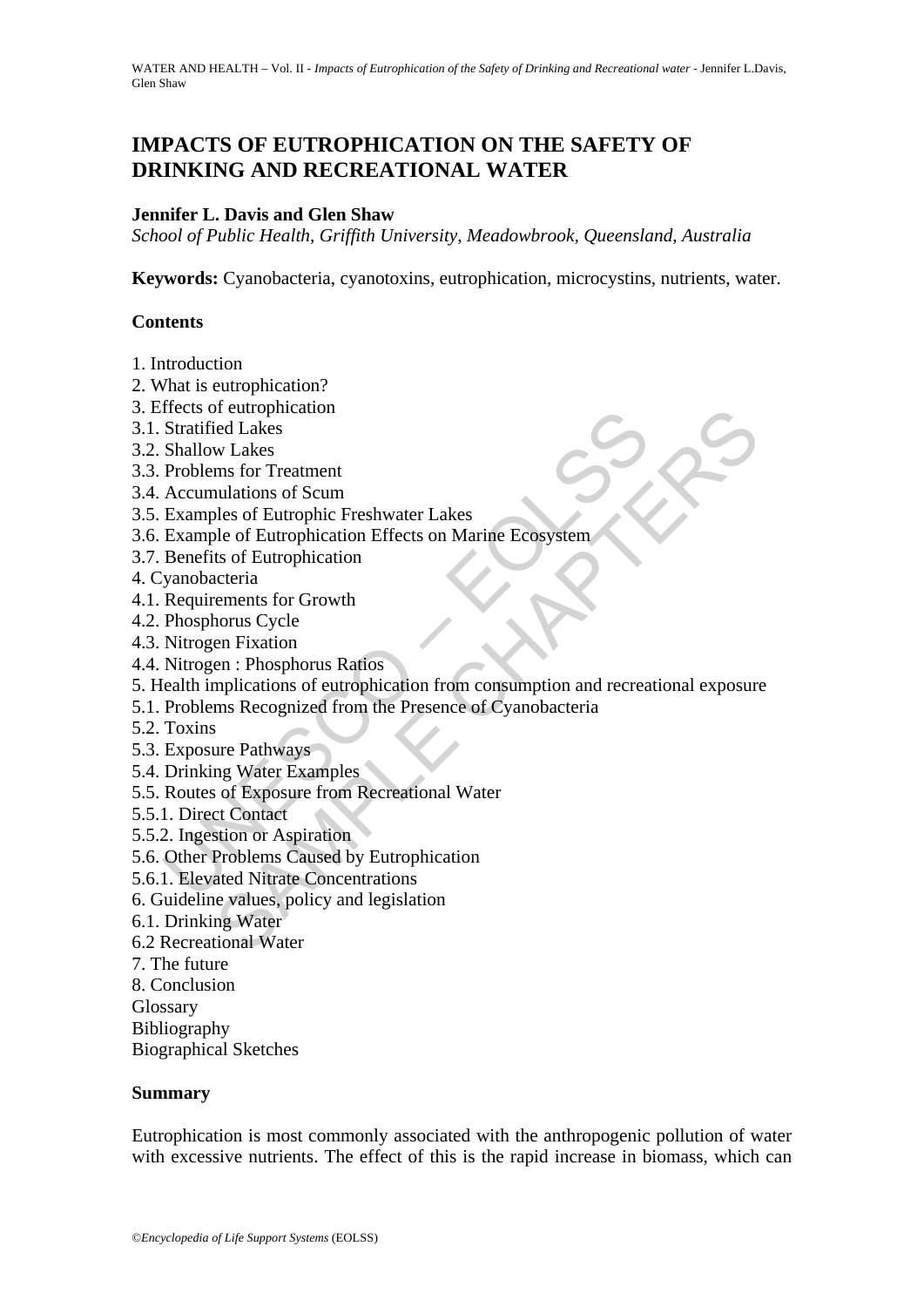# IMPACTS OF EUTROPHICATION ON THE SAFETY OF DRINKING AND RECREATIONAL WATER

**Jennifer L. Davis and Glen Shaw**

*School of Public Health, Griffith University, Meadowbrook, Queensland, Australia*

**Keywords:** Cyanobacteria, cyanotoxins, eutrophication, microcystins, nutrients, water.

**Contents**

1. Introduction
2. What is eutrophication?
3. Effects of eutrophication
3.1. Stratified Lakes
3.2. Shallow Lakes
3.3. Problems for Treatment
3.4. Accumulations of Scum
3.5. Examples of Eutrophic Freshwater Lakes
3.6. Example of Eutrophication Effects on Marine Ecosystem
3.7. Benefits of Eutrophication
4. Cyanobacteria
4.1. Requirements for Growth
4.2. Phosphorus Cycle
4.3. Nitrogen Fixation
4.4. Nitrogen : Phosphorus Ratios
5. Health implications of eutrophication from consumption and recreational exposure
5.1. Problems Recognized from the Presence of Cyanobacteria
5.2. Toxins
5.3. Exposure Pathways
5.4. Drinking Water Examples
5.5. Routes of Exposure from Recreational Water
5.5.1. Direct Contact
5.5.2. Ingestion or Aspiration
5.6. Other Problems Caused by Eutrophication
5.6.1. Elevated Nitrate Concentrations
6. Guideline values, policy and legislation
6.1. Drinking Water
6.2 Recreational Water
7. The future
8. Conclusion

Glossary
Bibliography
Biographical Sketches

**Summary**

Eutrophication is most commonly associated with the anthropogenic pollution of water with excessive nutrients. The effect of this is the rapid increase in biomass, which can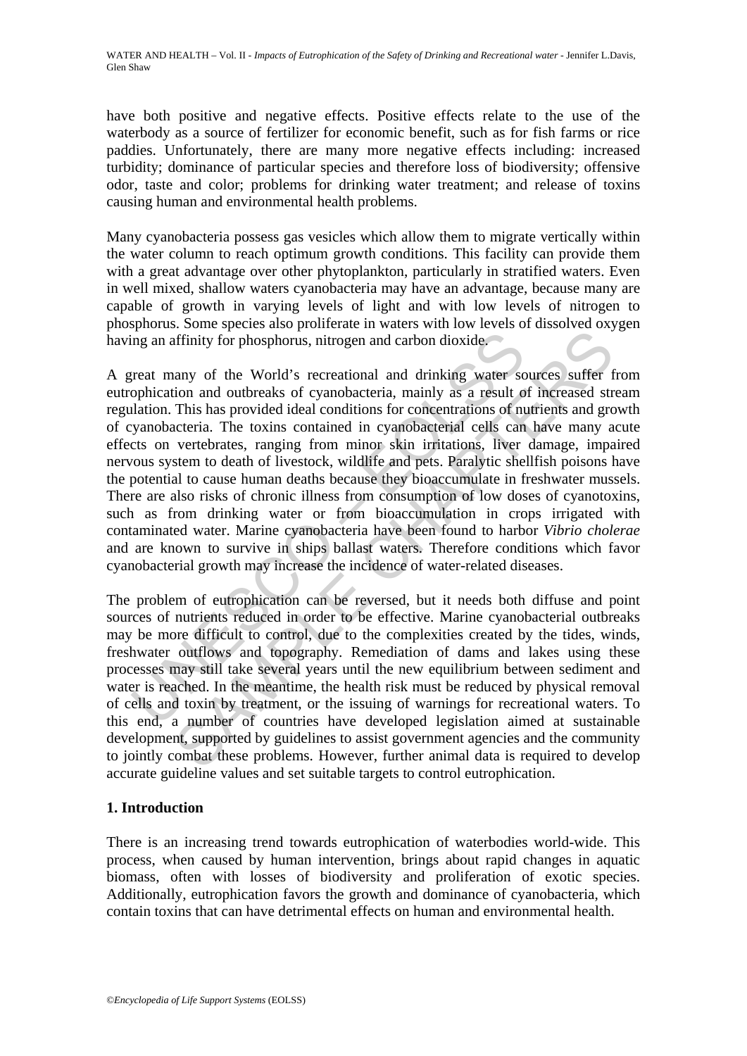have both positive and negative effects. Positive effects relate to the use of the waterbody as a source of fertilizer for economic benefit, such as for fish farms or rice paddies. Unfortunately, there are many more negative effects including: increased turbidity; dominance of particular species and therefore loss of biodiversity; offensive odor, taste and color; problems for drinking water treatment; and release of toxins causing human and environmental health problems.

Many cyanobacteria possess gas vesicles which allow them to migrate vertically within the water column to reach optimum growth conditions. This facility can provide them with a great advantage over other phytoplankton, particularly in stratified waters. Even in well mixed, shallow waters cyanobacteria may have an advantage, because many are capable of growth in varying levels of light and with low levels of nitrogen to phosphorus. Some species also proliferate in waters with low levels of dissolved oxygen having an affinity for phosphorus, nitrogen and carbon dioxide.

A great many of the World's recreational and drinking water sources suffer from eutrophication and outbreaks of cyanobacteria, mainly as a result of increased stream regulation. This has provided ideal conditions for concentrations of nutrients and growth of cyanobacteria. The toxins contained in cyanobacterial cells can have many acute effects on vertebrates, ranging from minor skin irritations, liver damage, impaired nervous system to death of livestock, wildlife and pets. Paralytic shellfish poisons have the potential to cause human deaths because they bioaccumulate in freshwater mussels. There are also risks of chronic illness from consumption of low doses of cyanotoxins, such as from drinking water or from bioaccumulation in crops irrigated with contaminated water. Marine cyanobacteria have been found to harbor *Vibrio cholerae* and are known to survive in ships ballast waters. Therefore conditions which favor cyanobacterial growth may increase the incidence of water-related diseases.

The problem of eutrophication can be reversed, but it needs both diffuse and point sources of nutrients reduced in order to be effective. Marine cyanobacterial outbreaks may be more difficult to control, due to the complexities created by the tides, winds, freshwater outflows and topography. Remediation of dams and lakes using these processes may still take several years until the new equilibrium between sediment and water is reached. In the meantime, the health risk must be reduced by physical removal of cells and toxin by treatment, or the issuing of warnings for recreational waters. To this end, a number of countries have developed legislation aimed at sustainable development, supported by guidelines to assist government agencies and the community to jointly combat these problems. However, further animal data is required to develop accurate guideline values and set suitable targets to control eutrophication.

## 1. Introduction

There is an increasing trend towards eutrophication of waterbodies world-wide. This process, when caused by human intervention, brings about rapid changes in aquatic biomass, often with losses of biodiversity and proliferation of exotic species. Additionally, eutrophication favors the growth and dominance of cyanobacteria, which contain toxins that can have detrimental effects on human and environmental health.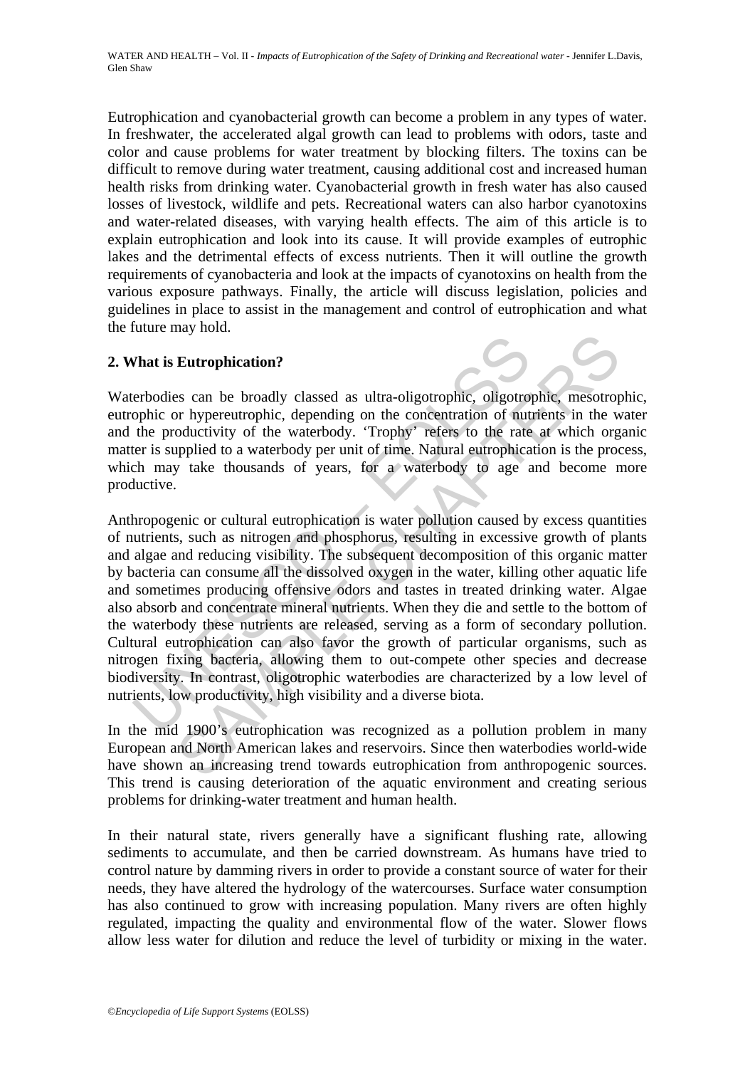Eutrophication and cyanobacterial growth can become a problem in any types of water. In freshwater, the accelerated algal growth can lead to problems with odors, taste and color and cause problems for water treatment by blocking filters. The toxins can be difficult to remove during water treatment, causing additional cost and increased human health risks from drinking water. Cyanobacterial growth in fresh water has also caused losses of livestock, wildlife and pets. Recreational waters can also harbor cyanotoxins and water-related diseases, with varying health effects. The aim of this article is to explain eutrophication and look into its cause. It will provide examples of eutrophic lakes and the detrimental effects of excess nutrients. Then it will outline the growth requirements of cyanobacteria and look at the impacts of cyanotoxins on health from the various exposure pathways. Finally, the article will discuss legislation, policies and guidelines in place to assist in the management and control of eutrophication and what the future may hold.

## 2. What is Eutrophication?

Waterbodies can be broadly classed as ultra-oligotrophic, oligotrophic, mesotrophic, eutrophic or hypereutrophic, depending on the concentration of nutrients in the water and the productivity of the waterbody. 'Trophy' refers to the rate at which organic matter is supplied to a waterbody per unit of time. Natural eutrophication is the process, which may take thousands of years, for a waterbody to age and become more productive.

Anthropogenic or cultural eutrophication is water pollution caused by excess quantities of nutrients, such as nitrogen and phosphorus, resulting in excessive growth of plants and algae and reducing visibility. The subsequent decomposition of this organic matter by bacteria can consume all the dissolved oxygen in the water, killing other aquatic life and sometimes producing offensive odors and tastes in treated drinking water. Algae also absorb and concentrate mineral nutrients. When they die and settle to the bottom of the waterbody these nutrients are released, serving as a form of secondary pollution. Cultural eutrophication can also favor the growth of particular organisms, such as nitrogen fixing bacteria, allowing them to out-compete other species and decrease biodiversity. In contrast, oligotrophic waterbodies are characterized by a low level of nutrients, low productivity, high visibility and a diverse biota.

In the mid 1900's eutrophication was recognized as a pollution problem in many European and North American lakes and reservoirs. Since then waterbodies world-wide have shown an increasing trend towards eutrophication from anthropogenic sources. This trend is causing deterioration of the aquatic environment and creating serious problems for drinking-water treatment and human health.

In their natural state, rivers generally have a significant flushing rate, allowing sediments to accumulate, and then be carried downstream. As humans have tried to control nature by damming rivers in order to provide a constant source of water for their needs, they have altered the hydrology of the watercourses. Surface water consumption has also continued to grow with increasing population. Many rivers are often highly regulated, impacting the quality and environmental flow of the water. Slower flows allow less water for dilution and reduce the level of turbidity or mixing in the water.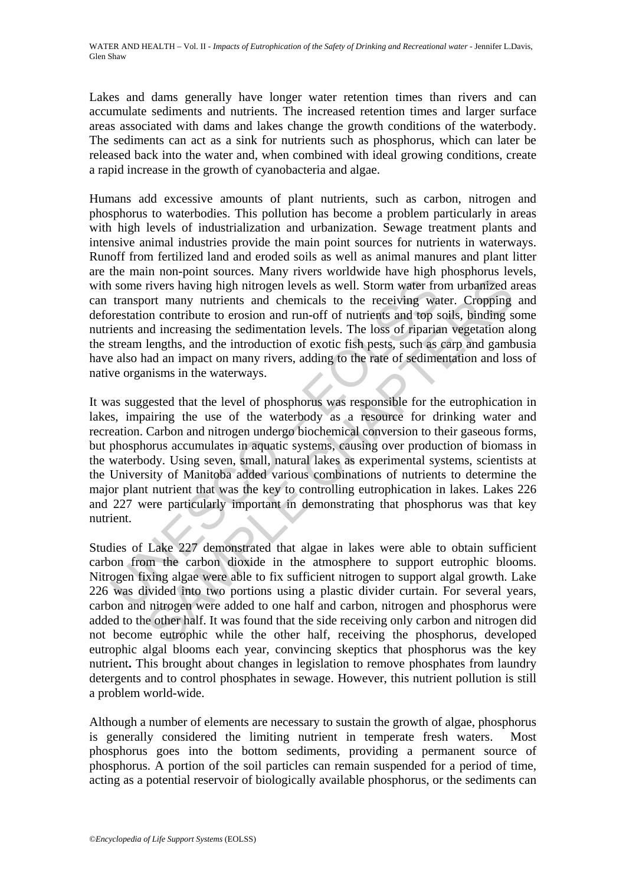Lakes and dams generally have longer water retention times than rivers and can accumulate sediments and nutrients. The increased retention times and larger surface areas associated with dams and lakes change the growth conditions of the waterbody. The sediments can act as a sink for nutrients such as phosphorus, which can later be released back into the water and, when combined with ideal growing conditions, create a rapid increase in the growth of cyanobacteria and algae.

Humans add excessive amounts of plant nutrients, such as carbon, nitrogen and phosphorus to waterbodies. This pollution has become a problem particularly in areas with high levels of industrialization and urbanization. Sewage treatment plants and intensive animal industries provide the main point sources for nutrients in waterways. Runoff from fertilized land and eroded soils as well as animal manures and plant litter are the main non-point sources. Many rivers worldwide have high phosphorus levels, with some rivers having high nitrogen levels as well. Storm water from urbanized areas can transport many nutrients and chemicals to the receiving water. Cropping and deforestation contribute to erosion and run-off of nutrients and top soils, binding some nutrients and increasing the sedimentation levels. The loss of riparian vegetation along the stream lengths, and the introduction of exotic fish pests, such as carp and gambusia have also had an impact on many rivers, adding to the rate of sedimentation and loss of native organisms in the waterways.

It was suggested that the level of phosphorus was responsible for the eutrophication in lakes, impairing the use of the waterbody as a resource for drinking water and recreation. Carbon and nitrogen undergo biochemical conversion to their gaseous forms, but phosphorus accumulates in aquatic systems, causing over production of biomass in the waterbody. Using seven, small, natural lakes as experimental systems, scientists at the University of Manitoba added various combinations of nutrients to determine the major plant nutrient that was the key to controlling eutrophication in lakes. Lakes 226 and 227 were particularly important in demonstrating that phosphorus was that key nutrient.

Studies of Lake 227 demonstrated that algae in lakes were able to obtain sufficient carbon from the carbon dioxide in the atmosphere to support eutrophic blooms. Nitrogen fixing algae were able to fix sufficient nitrogen to support algal growth. Lake 226 was divided into two portions using a plastic divider curtain. For several years, carbon and nitrogen were added to one half and carbon, nitrogen and phosphorus were added to the other half. It was found that the side receiving only carbon and nitrogen did not become eutrophic while the other half, receiving the phosphorus, developed eutrophic algal blooms each year, convincing skeptics that phosphorus was the key nutrient**.** This brought about changes in legislation to remove phosphates from laundry detergents and to control phosphates in sewage. However, this nutrient pollution is still a problem world-wide.

Although a number of elements are necessary to sustain the growth of algae, phosphorus is generally considered the limiting nutrient in temperate fresh waters. Most phosphorus goes into the bottom sediments, providing a permanent source of phosphorus. A portion of the soil particles can remain suspended for a period of time, acting as a potential reservoir of biologically available phosphorus, or the sediments can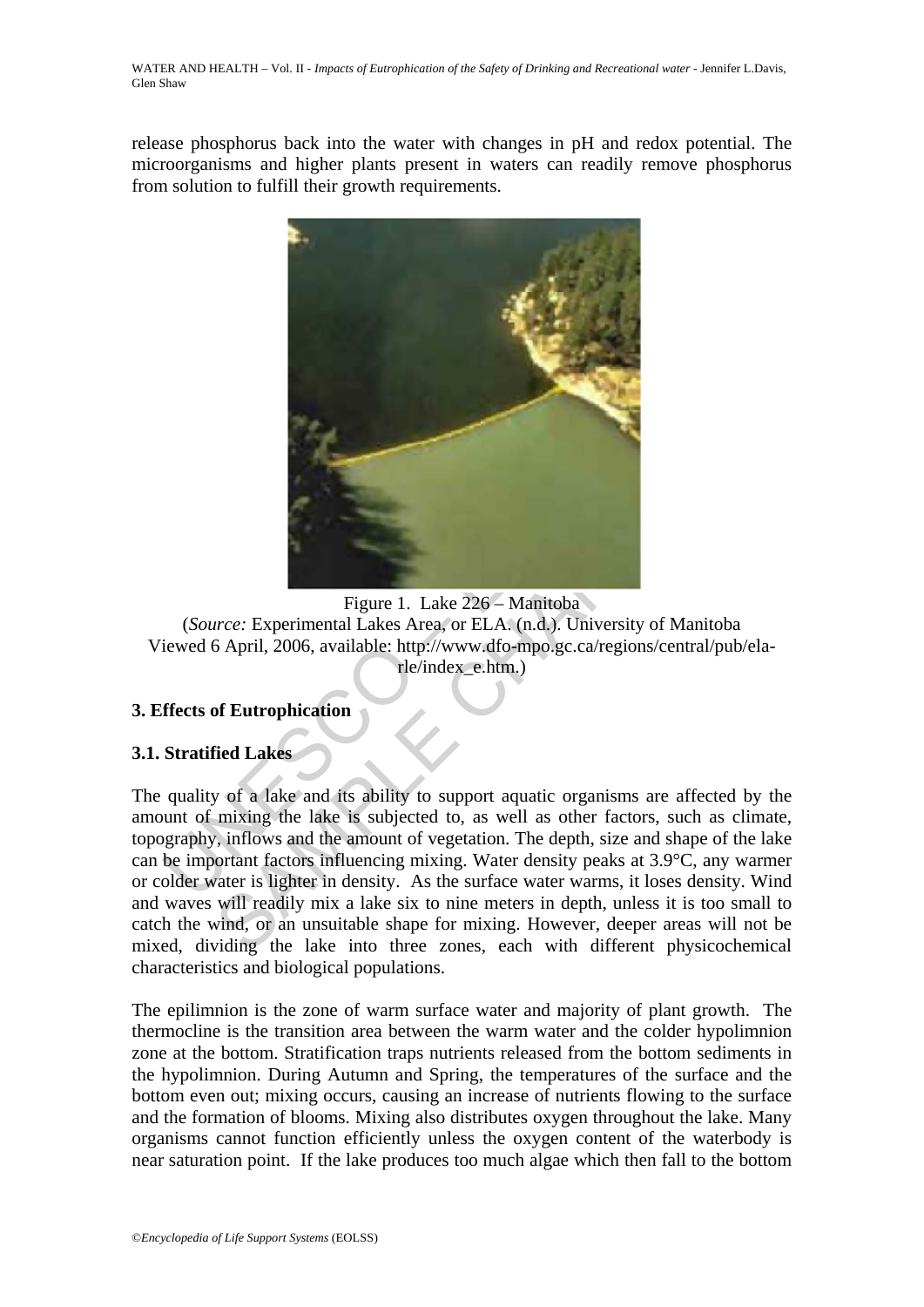release phosphorus back into the water with changes in pH and redox potential. The microorganisms and higher plants present in waters can readily remove phosphorus from solution to fulfill their growth requirements.

Figure 1. Lake 226 – Manitoba
(*Source:* Experimental Lakes Area, or ELA. (n.d.). University of Manitoba Viewed 6 April, 2006, available: http://www.dfo-mpo.gc.ca/regions/central/pub/ela-rle/index_e.htm.)

## 3. Effects of Eutrophication

### 3.1. Stratified Lakes

The quality of a lake and its ability to support aquatic organisms are affected by the amount of mixing the lake is subjected to, as well as other factors, such as climate, topography, inflows and the amount of vegetation. The depth, size and shape of the lake can be important factors influencing mixing. Water density peaks at 3.9°C, any warmer or colder water is lighter in density. As the surface water warms, it loses density. Wind and waves will readily mix a lake six to nine meters in depth, unless it is too small to catch the wind, or an unsuitable shape for mixing. However, deeper areas will not be mixed, dividing the lake into three zones, each with different physicochemical characteristics and biological populations.

The epilimnion is the zone of warm surface water and majority of plant growth. The thermocline is the transition area between the warm water and the colder hypolimnion zone at the bottom. Stratification traps nutrients released from the bottom sediments in the hypolimnion. During Autumn and Spring, the temperatures of the surface and the bottom even out; mixing occurs, causing an increase of nutrients flowing to the surface and the formation of blooms. Mixing also distributes oxygen throughout the lake. Many organisms cannot function efficiently unless the oxygen content of the waterbody is near saturation point. If the lake produces too much algae which then fall to the bottom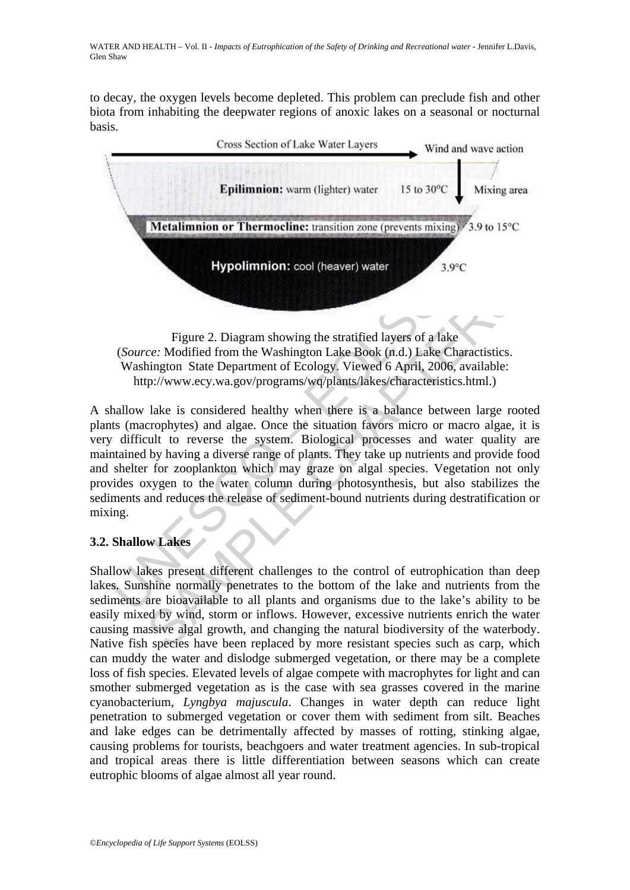to decay, the oxygen levels become depleted. This problem can preclude fish and other biota from inhabiting the deepwater regions of anoxic lakes on a seasonal or nocturnal basis.

Cross Section of Lake Water Layers — Wind and wave action

**Epilimnion:** warm (lighter) water 15 to 30°C — Mixing area

**Metalimnion or Thermocline:** transition zone (prevents mixing) 3.9 to 15°C

**Hypolimnion:** cool (heaver) water 3.9°C

Figure 2. Diagram showing the stratified layers of a lake
(*Source:* Modified from the Washington Lake Book (n.d.) Lake Charactistics. Washington State Department of Ecology. Viewed 6 April, 2006, available: http://www.ecy.wa.gov/programs/wq/plants/lakes/characteristics.html.)

A shallow lake is considered healthy when there is a balance between large rooted plants (macrophytes) and algae. Once the situation favors micro or macro algae, it is very difficult to reverse the system. Biological processes and water quality are maintained by having a diverse range of plants. They take up nutrients and provide food and shelter for zooplankton which may graze on algal species. Vegetation not only provides oxygen to the water column during photosynthesis, but also stabilizes the sediments and reduces the release of sediment-bound nutrients during destratification or mixing.

## 3.2. Shallow Lakes

Shallow lakes present different challenges to the control of eutrophication than deep lakes. Sunshine normally penetrates to the bottom of the lake and nutrients from the sediments are bioavailable to all plants and organisms due to the lake's ability to be easily mixed by wind, storm or inflows. However, excessive nutrients enrich the water causing massive algal growth, and changing the natural biodiversity of the waterbody. Native fish species have been replaced by more resistant species such as carp, which can muddy the water and dislodge submerged vegetation, or there may be a complete loss of fish species. Elevated levels of algae compete with macrophytes for light and can smother submerged vegetation as is the case with sea grasses covered in the marine cyanobacterium, *Lyngbya majuscula*. Changes in water depth can reduce light penetration to submerged vegetation or cover them with sediment from silt. Beaches and lake edges can be detrimentally affected by masses of rotting, stinking algae, causing problems for tourists, beachgoers and water treatment agencies. In sub-tropical and tropical areas there is little differentiation between seasons which can create eutrophic blooms of algae almost all year round.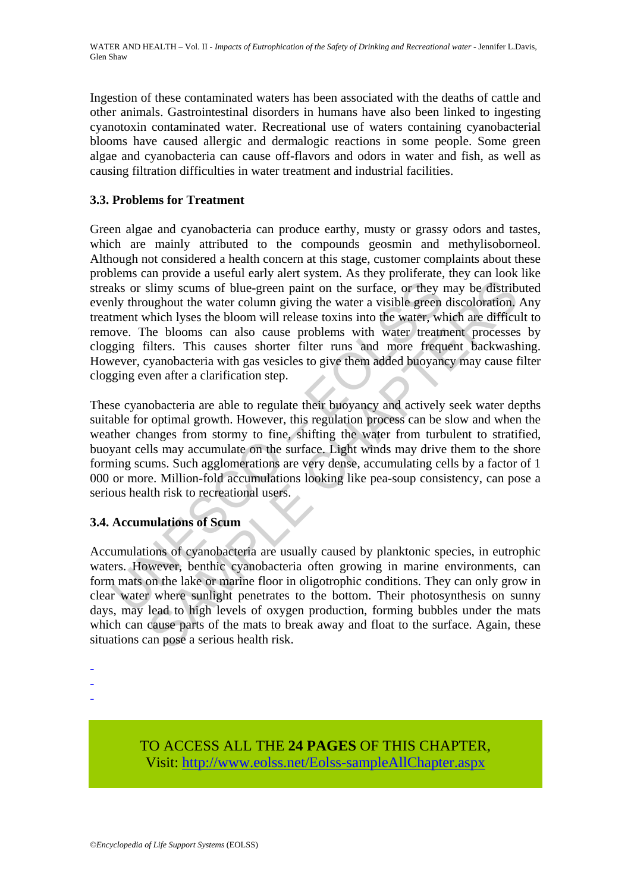Ingestion of these contaminated waters has been associated with the deaths of cattle and other animals. Gastrointestinal disorders in humans have also been linked to ingesting cyanotoxin contaminated water. Recreational use of waters containing cyanobacterial blooms have caused allergic and dermalogic reactions in some people. Some green algae and cyanobacteria can cause off-flavors and odors in water and fish, as well as causing filtration difficulties in water treatment and industrial facilities.

### 3.3. Problems for Treatment

Green algae and cyanobacteria can produce earthy, musty or grassy odors and tastes, which are mainly attributed to the compounds geosmin and methylisoborneol. Although not considered a health concern at this stage, customer complaints about these problems can provide a useful early alert system. As they proliferate, they can look like streaks or slimy scums of blue-green paint on the surface, or they may be distributed evenly throughout the water column giving the water a visible green discoloration. Any treatment which lyses the bloom will release toxins into the water, which are difficult to remove. The blooms can also cause problems with water treatment processes by clogging filters. This causes shorter filter runs and more frequent backwashing. However, cyanobacteria with gas vesicles to give them added buoyancy may cause filter clogging even after a clarification step.

These cyanobacteria are able to regulate their buoyancy and actively seek water depths suitable for optimal growth. However, this regulation process can be slow and when the weather changes from stormy to fine, shifting the water from turbulent to stratified, buoyant cells may accumulate on the surface. Light winds may drive them to the shore forming scums. Such agglomerations are very dense, accumulating cells by a factor of 1 000 or more. Million-fold accumulations looking like pea-soup consistency, can pose a serious health risk to recreational users.

### 3.4. Accumulations of Scum

Accumulations of cyanobacteria are usually caused by planktonic species, in eutrophic waters. However, benthic cyanobacteria often growing in marine environments, can form mats on the lake or marine floor in oligotrophic conditions. They can only grow in clear water where sunlight penetrates to the bottom. Their photosynthesis on sunny days, may lead to high levels of oxygen production, forming bubbles under the mats which can cause parts of the mats to break away and float to the surface. Again, these situations can pose a serious health risk.

-
-
-

TO ACCESS ALL THE **24 PAGES** OF THIS CHAPTER,
Visit: http://www.eolss.net/Eolss-sampleAllChapter.aspx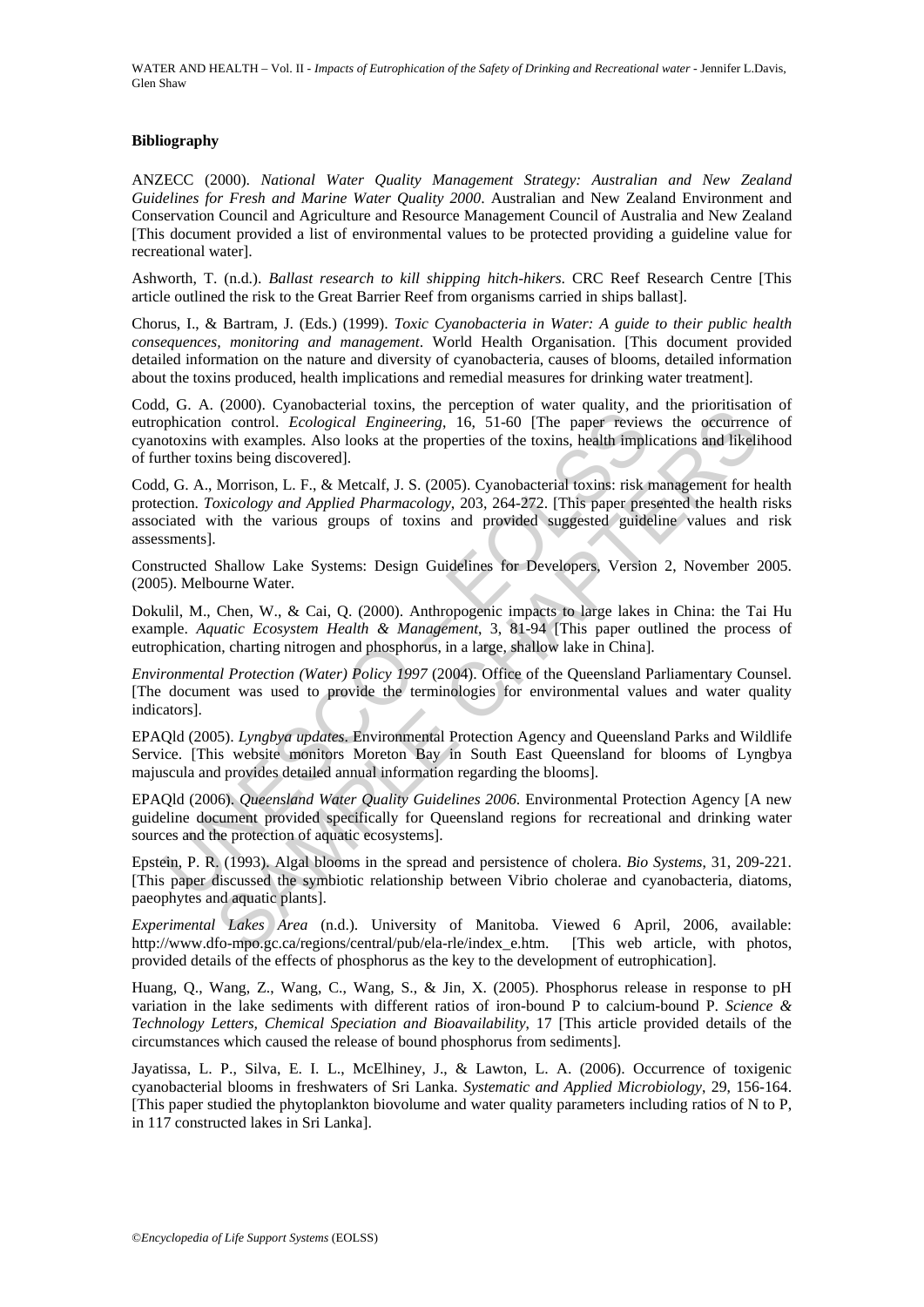### Bibliography

ANZECC (2000). *National Water Quality Management Strategy: Australian and New Zealand Guidelines for Fresh and Marine Water Quality 2000*. Australian and New Zealand Environment and Conservation Council and Agriculture and Resource Management Council of Australia and New Zealand [This document provided a list of environmental values to be protected providing a guideline value for recreational water].

Ashworth, T. (n.d.). *Ballast research to kill shipping hitch-hikers*. CRC Reef Research Centre [This article outlined the risk to the Great Barrier Reef from organisms carried in ships ballast].

Chorus, I., & Bartram, J. (Eds.) (1999). *Toxic Cyanobacteria in Water: A guide to their public health consequences, monitoring and management*. World Health Organisation. [This document provided detailed information on the nature and diversity of cyanobacteria, causes of blooms, detailed information about the toxins produced, health implications and remedial measures for drinking water treatment].

Codd, G. A. (2000). Cyanobacterial toxins, the perception of water quality, and the prioritisation of eutrophication control. *Ecological Engineering*, 16, 51-60 [The paper reviews the occurrence of cyanotoxins with examples. Also looks at the properties of the toxins, health implications and likelihood of further toxins being discovered].

Codd, G. A., Morrison, L. F., & Metcalf, J. S. (2005). Cyanobacterial toxins: risk management for health protection. *Toxicology and Applied Pharmacology*, 203, 264-272. [This paper presented the health risks associated with the various groups of toxins and provided suggested guideline values and risk assessments].

Constructed Shallow Lake Systems: Design Guidelines for Developers, Version 2, November 2005. (2005). Melbourne Water.

Dokulil, M., Chen, W., & Cai, Q. (2000). Anthropogenic impacts to large lakes in China: the Tai Hu example. *Aquatic Ecosystem Health & Management*, 3, 81-94 [This paper outlined the process of eutrophication, charting nitrogen and phosphorus, in a large, shallow lake in China].

*Environmental Protection (Water) Policy 1997* (2004). Office of the Queensland Parliamentary Counsel. [The document was used to provide the terminologies for environmental values and water quality indicators].

EPAQld (2005). *Lyngbya updates*. Environmental Protection Agency and Queensland Parks and Wildlife Service. [This website monitors Moreton Bay in South East Queensland for blooms of Lyngbya majuscula and provides detailed annual information regarding the blooms].

EPAQld (2006). *Queensland Water Quality Guidelines 2006*. Environmental Protection Agency [A new guideline document provided specifically for Queensland regions for recreational and drinking water sources and the protection of aquatic ecosystems].

Epstein, P. R. (1993). Algal blooms in the spread and persistence of cholera. *Bio Systems*, 31, 209-221. [This paper discussed the symbiotic relationship between Vibrio cholerae and cyanobacteria, diatoms, paeophytes and aquatic plants].

*Experimental Lakes Area* (n.d.). University of Manitoba. Viewed 6 April, 2006, available: http://www.dfo-mpo.gc.ca/regions/central/pub/ela-rle/index_e.htm. [This web article, with photos, provided details of the effects of phosphorus as the key to the development of eutrophication].

Huang, Q., Wang, Z., Wang, C., Wang, S., & Jin, X. (2005). Phosphorus release in response to pH variation in the lake sediments with different ratios of iron-bound P to calcium-bound P. *Science & Technology Letters, Chemical Speciation and Bioavailability*, 17 [This article provided details of the circumstances which caused the release of bound phosphorus from sediments].

Jayatissa, L. P., Silva, E. I. L., McElhiney, J., & Lawton, L. A. (2006). Occurrence of toxigenic cyanobacterial blooms in freshwaters of Sri Lanka. *Systematic and Applied Microbiology*, 29, 156-164. [This paper studied the phytoplankton biovolume and water quality parameters including ratios of N to P, in 117 constructed lakes in Sri Lanka].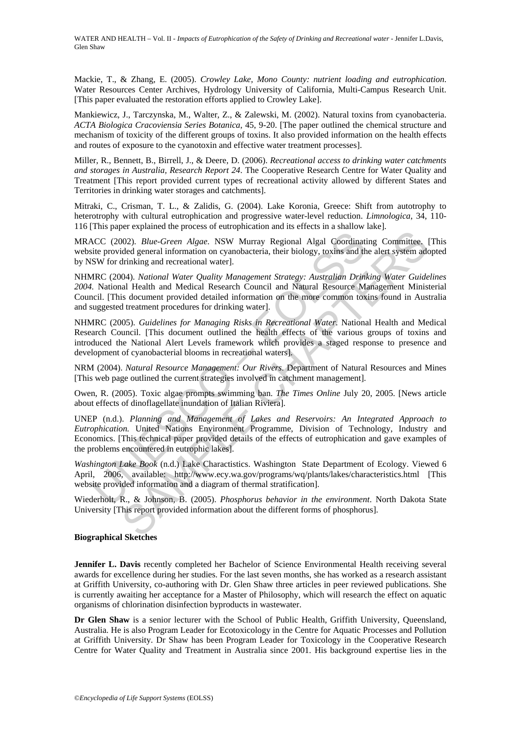Mackie, T., & Zhang, E. (2005). *Crowley Lake, Mono County: nutrient loading and eutrophication*. Water Resources Center Archives, Hydrology University of California, Multi-Campus Research Unit. [This paper evaluated the restoration efforts applied to Crowley Lake].

Mankiewicz, J., Tarczynska, M., Walter, Z., & Zalewski, M. (2002). Natural toxins from cyanobacteria. *ACTA Biologica Cracoviensia Series Botanica*, 45, 9-20. [The paper outlined the chemical structure and mechanism of toxicity of the different groups of toxins. It also provided information on the health effects and routes of exposure to the cyanotoxin and effective water treatment processes].

Miller, R., Bennett, B., Birrell, J., & Deere, D. (2006). *Recreational access to drinking water catchments and storages in Australia, Research Report 24*. The Cooperative Research Centre for Water Quality and Treatment [This report provided current types of recreational activity allowed by different States and Territories in drinking water storages and catchments].

Mitraki, C., Crisman, T. L., & Zalidis, G. (2004). Lake Koronia, Greece: Shift from autotrophy to heterotrophy with cultural eutrophication and progressive water-level reduction. *Limnologica*, 34, 110-116 [This paper explained the process of eutrophication and its effects in a shallow lake].

MRACC (2002). *Blue-Green Algae*. NSW Murray Regional Algal Coordinating Committee. [This website provided general information on cyanobacteria, their biology, toxins and the alert system adopted by NSW for drinking and recreational water].

NHMRC (2004). *National Water Quality Management Strategy: Australian Drinking Water Guidelines 2004*. National Health and Medical Research Council and Natural Resource Management Ministerial Council. [This document provided detailed information on the more common toxins found in Australia and suggested treatment procedures for drinking water].

NHMRC (2005). *Guidelines for Managing Risks in Recreational Water*. National Health and Medical Research Council. [This document outlined the health effects of the various groups of toxins and introduced the National Alert Levels framework which provides a staged response to presence and development of cyanobacterial blooms in recreational waters].

NRM (2004). *Natural Resource Management: Our Rivers*. Department of Natural Resources and Mines [This web page outlined the current strategies involved in catchment management].

Owen, R. (2005). Toxic algae prompts swimming ban. *The Times Online* July 20, 2005. [News article about effects of dinoflagellate inundation of Italian Riviera].

UNEP (n.d.). *Planning and Management of Lakes and Reservoirs: An Integrated Approach to Eutrophication.* United Nations Environment Programme, Division of Technology, Industry and Economics. [This technical paper provided details of the effects of eutrophication and gave examples of the problems encountered in eutrophic lakes].

*Washington Lake Book* (n.d.) Lake Charactistics. Washington State Department of Ecology. Viewed 6 April, 2006, available: http://www.ecy.wa.gov/programs/wq/plants/lakes/characteristics.html [This website provided information and a diagram of thermal stratification].

Wiederholt, R., & Johnson, B. (2005). *Phosphorus behavior in the environment*. North Dakota State University [This report provided information about the different forms of phosphorus].

**Biographical Sketches**

**Jennifer L. Davis** recently completed her Bachelor of Science Environmental Health receiving several awards for excellence during her studies. For the last seven months, she has worked as a research assistant at Griffith University, co-authoring with Dr. Glen Shaw three articles in peer reviewed publications. She is currently awaiting her acceptance for a Master of Philosophy, which will research the effect on aquatic organisms of chlorination disinfection byproducts in wastewater.

**Dr Glen Shaw** is a senior lecturer with the School of Public Health, Griffith University, Queensland, Australia. He is also Program Leader for Ecotoxicology in the Centre for Aquatic Processes and Pollution at Griffith University. Dr Shaw has been Program Leader for Toxicology in the Cooperative Research Centre for Water Quality and Treatment in Australia since 2001. His background expertise lies in the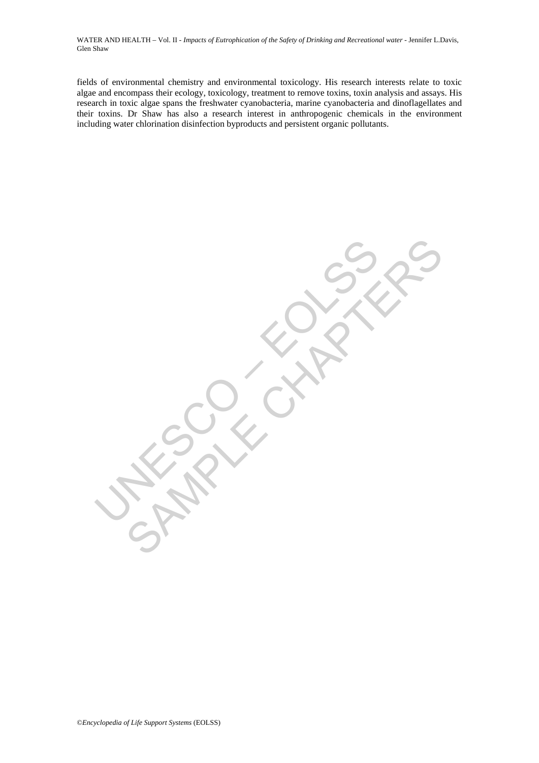fields of environmental chemistry and environmental toxicology. His research interests relate to toxic algae and encompass their ecology, toxicology, treatment to remove toxins, toxin analysis and assays. His research in toxic algae spans the freshwater cyanobacteria, marine cyanobacteria and dinoflagellates and their toxins. Dr Shaw has also a research interest in anthropogenic chemicals in the environment including water chlorination disinfection byproducts and persistent organic pollutants.